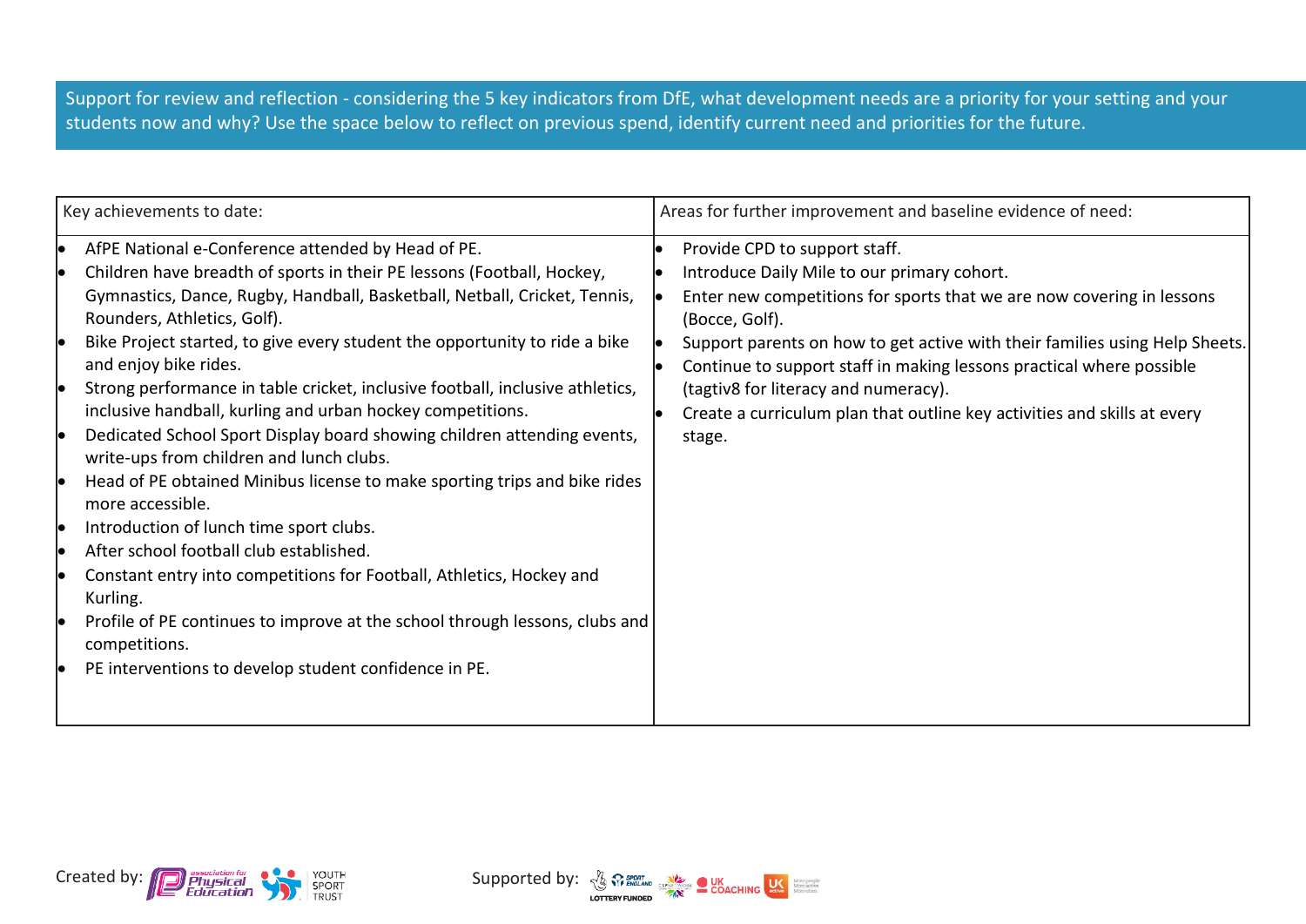Support for review and reflection - considering the 5 key indicators from DfE, what development needs are a priority for your setting and your students now and why? Use the space below to reflect on previous spend, identify current need and priorities for the future.

| Key achievements to date: | Areas for further improvement and baseline evidence of need: |
|---|---|
| • AfPE National e-Conference attended by Head of PE.<br>• Children have breadth of sports in their PE lessons (Football, Hockey, Gymnastics, Dance, Rugby, Handball, Basketball, Netball, Cricket, Tennis, Rounders, Athletics, Golf).<br>• Bike Project started, to give every student the opportunity to ride a bike and enjoy bike rides.<br>• Strong performance in table cricket, inclusive football, inclusive athletics, inclusive handball, kurling and urban hockey competitions.<br>• Dedicated School Sport Display board showing children attending events, write-ups from children and lunch clubs.<br>• Head of PE obtained Minibus license to make sporting trips and bike rides more accessible.<br>• Introduction of lunch time sport clubs.<br>• After school football club established.<br>• Constant entry into competitions for Football, Athletics, Hockey and Kurling.<br>• Profile of PE continues to improve at the school through lessons, clubs and competitions.<br>• PE interventions to develop student confidence in PE. | • Provide CPD to support staff.<br>• Introduce Daily Mile to our primary cohort.<br>• Enter new competitions for sports that we are now covering in lessons (Bocce, Golf).<br>• Support parents on how to get active with their families using Help Sheets.<br>• Continue to support staff in making lessons practical where possible (tagtiv8 for literacy and numeracy).<br>• Create a curriculum plan that outline key activities and skills at every stage. |

Created by: Association for Physical Education, Youth Sport Trust

Supported by: Sport England Lottery Funded, CSPN, UK Coaching, UK Active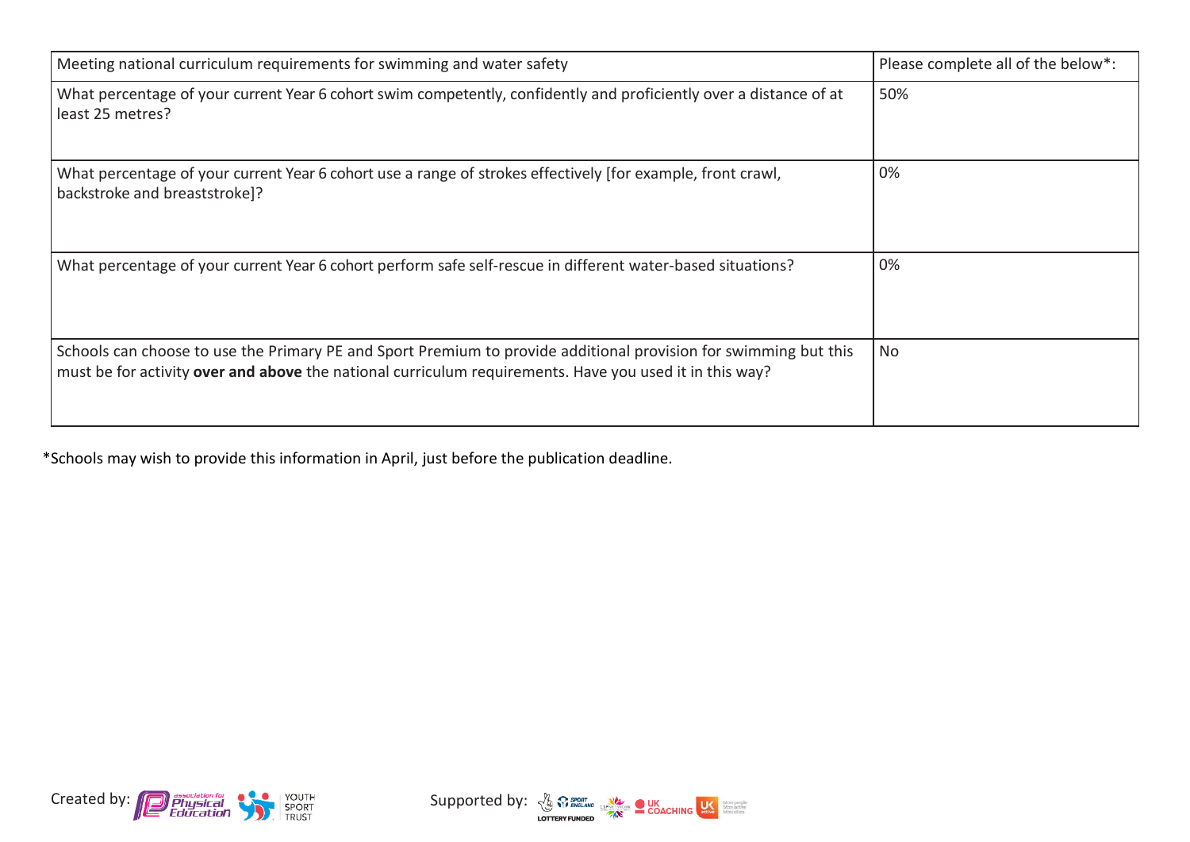| Meeting national curriculum requirements for swimming and water safety | Please complete all of the below*: |
|---|---|
| What percentage of your current Year 6 cohort swim competently, confidently and proficiently over a distance of at least 25 metres? | 50% |
| What percentage of your current Year 6 cohort use a range of strokes effectively [for example, front crawl, backstroke and breaststroke]? | 0% |
| What percentage of your current Year 6 cohort perform safe self-rescue in different water-based situations? | 0% |
| Schools can choose to use the Primary PE and Sport Premium to provide additional provision for swimming but this must be for activity **over and above** the national curriculum requirements. Have you used it in this way? | No |

*Schools may wish to provide this information in April, just before the publication deadline.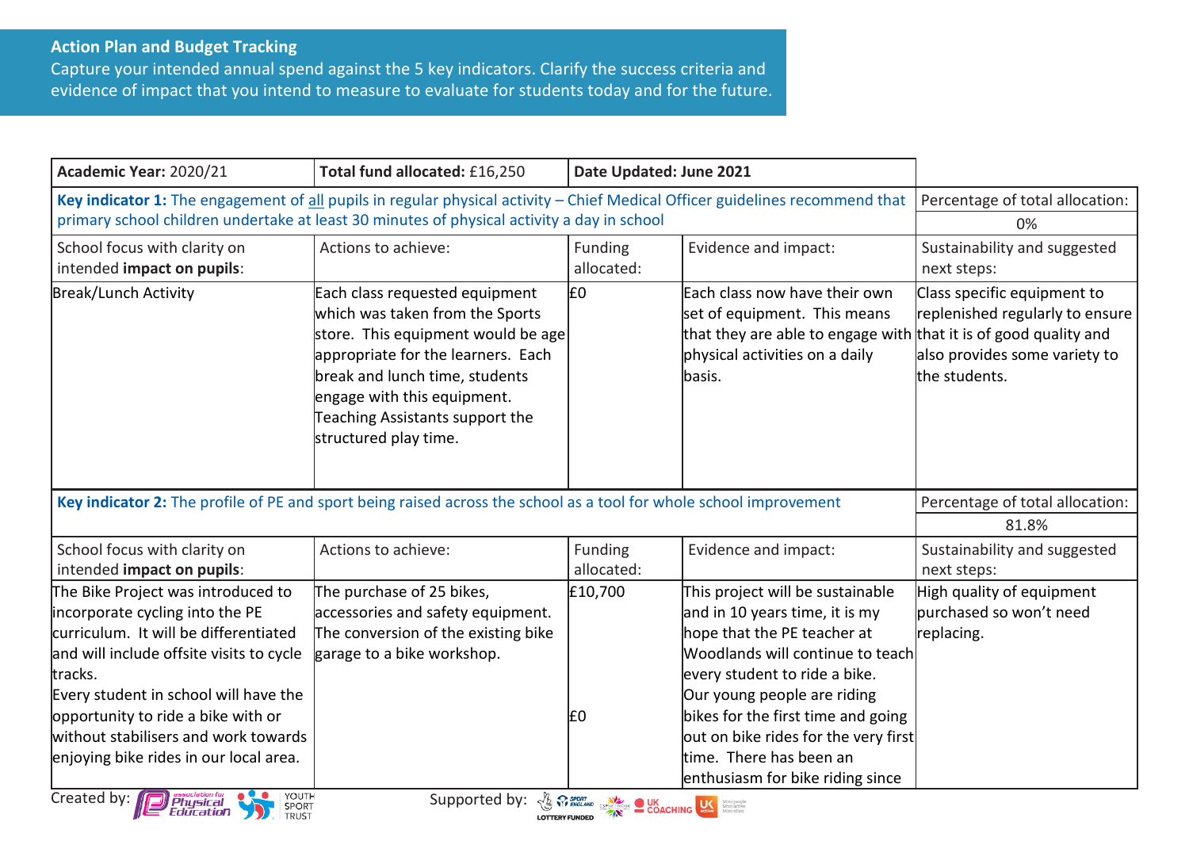## Action Plan and Budget Tracking

Capture your intended annual spend against the 5 key indicators. Clarify the success criteria and evidence of impact that you intend to measure to evaluate for students today and for the future.

| **Academic Year:** 2020/21 | **Total fund allocated:** £16,250 | **Date Updated: June 2021** | | |
|---|---|---|---|---|
| **Key indicator 1:** The engagement of all pupils in regular physical activity – Chief Medical Officer guidelines recommend that primary school children undertake at least 30 minutes of physical activity a day in school | | | | Percentage of total allocation: 0% |
| School focus with clarity on intended **impact on pupils**: | Actions to achieve: | Funding allocated: | Evidence and impact: | Sustainability and suggested next steps: |
| Break/Lunch Activity | Each class requested equipment which was taken from the Sports store. This equipment would be age appropriate for the learners. Each break and lunch time, students engage with this equipment. Teaching Assistants support the structured play time. | £0 | Each class now have their own set of equipment. This means that they are able to engage with physical activities on a daily basis. | Class specific equipment to replenished regularly to ensure that it is of good quality and also provides some variety to the students. |
| **Key indicator 2:** The profile of PE and sport being raised across the school as a tool for whole school improvement | | | | Percentage of total allocation: 81.8% |
| School focus with clarity on intended **impact on pupils**: | Actions to achieve: | Funding allocated: | Evidence and impact: | Sustainability and suggested next steps: |
| The Bike Project was introduced to incorporate cycling into the PE curriculum. It will be differentiated and will include offsite visits to cycle tracks.<br>Every student in school will have the opportunity to ride a bike with or without stabilisers and work towards enjoying bike rides in our local area. | The purchase of 25 bikes, accessories and safety equipment.<br>The conversion of the existing bike garage to a bike workshop. | £10,700<br><br>£0 | This project will be sustainable and in 10 years time, it is my hope that the PE teacher at Woodlands will continue to teach every student to ride a bike.<br>Our young people are riding bikes for the first time and going out on bike rides for the very first time. There has been an enthusiasm for bike riding since | High quality of equipment purchased so won't need replacing. |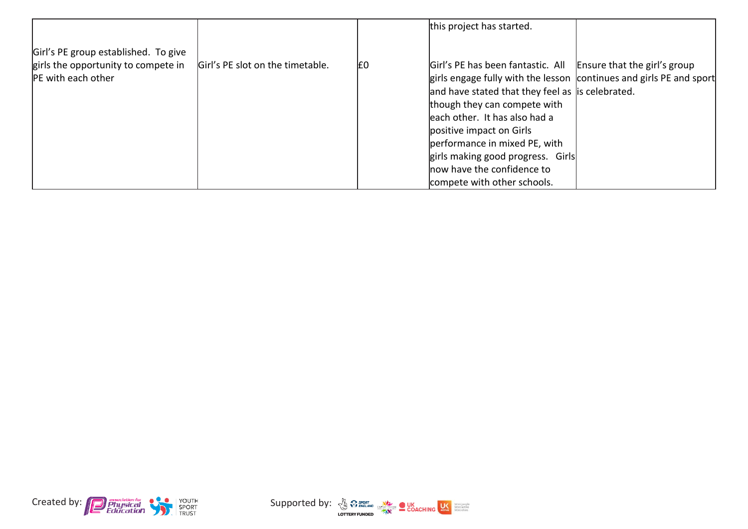| | | | | |
|---|---|---|---|---|
| | | | this project has started. | |
| Girl's PE group established. To give girls the opportunity to compete in PE with each other | Girl's PE slot on the timetable. | £0 | Girl's PE has been fantastic. All girls engage fully with the lesson and have stated that they feel as though they can compete with each other. It has also had a positive impact on Girls performance in mixed PE, with girls making good progress. Girls now have the confidence to compete with other schools. | Ensure that the girl's group continues and girls PE and sport is celebrated. |

Created by: association for Physical Education, Youth Sport Trust

Supported by: Sport England Lottery Funded, CSPNetwork, UK Coaching, UK Active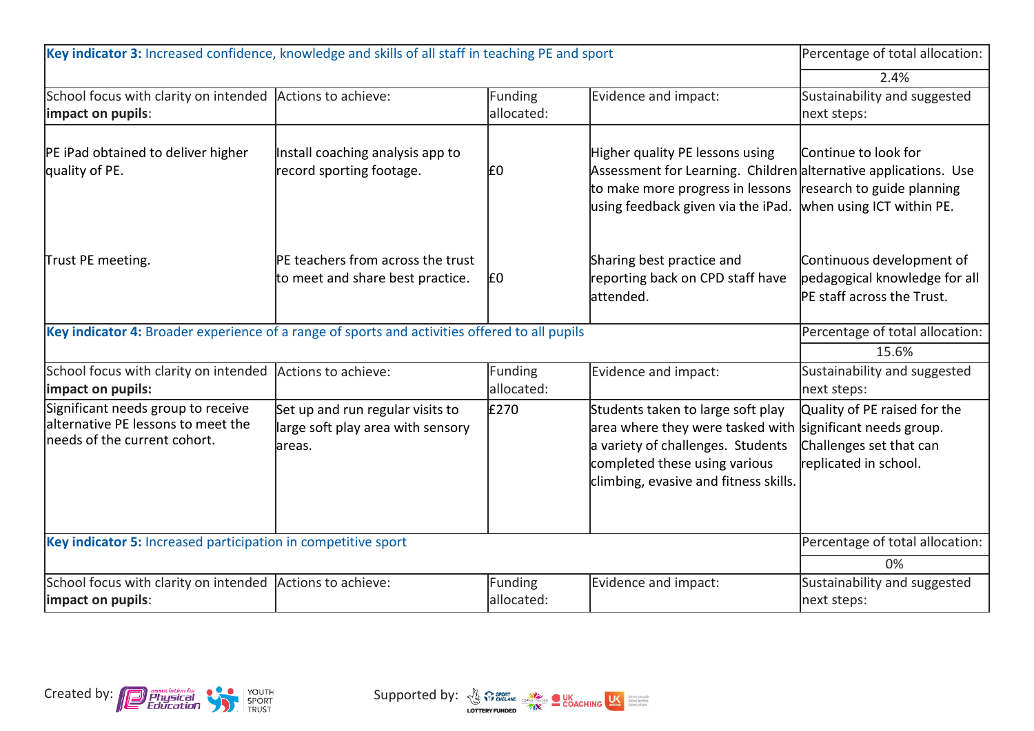| **Key indicator 3:** Increased confidence, knowledge and skills of all staff in teaching PE and sport | | | | Percentage of total allocation: |
|---|---|---|---|---|
| | | | | 2.4% |
| School focus with clarity on intended **impact on pupils**: | Actions to achieve: | Funding allocated: | Evidence and impact: | Sustainability and suggested next steps: |
| PE iPad obtained to deliver higher quality of PE. | Install coaching analysis app to record sporting footage. | £0 | Higher quality PE lessons using Assessment for Learning. Children to make more progress in lessons using feedback given via the iPad. | Continue to look for alternative applications. Use research to guide planning when using ICT within PE. |
| Trust PE meeting. | PE teachers from across the trust to meet and share best practice. | £0 | Sharing best practice and reporting back on CPD staff have attended. | Continuous development of pedagogical knowledge for all PE staff across the Trust. |

| **Key indicator 4:** Broader experience of a range of sports and activities offered to all pupils | | | | Percentage of total allocation: |
|---|---|---|---|---|
| | | | | 15.6% |
| School focus with clarity on intended **impact on pupils:** | Actions to achieve: | Funding allocated: | Evidence and impact: | Sustainability and suggested next steps: |
| Significant needs group to receive alternative PE lessons to meet the needs of the current cohort. | Set up and run regular visits to large soft play area with sensory areas. | £270 | Students taken to large soft play area where they were tasked with a variety of challenges. Students completed these using various climbing, evasive and fitness skills. | Quality of PE raised for the significant needs group. Challenges set that can replicated in school. |

| **Key indicator 5:** Increased participation in competitive sport | | | | Percentage of total allocation: |
|---|---|---|---|---|
| | | | | 0% |
| School focus with clarity on intended **impact on pupils**: | Actions to achieve: | Funding allocated: | Evidence and impact: | Sustainability and suggested next steps: |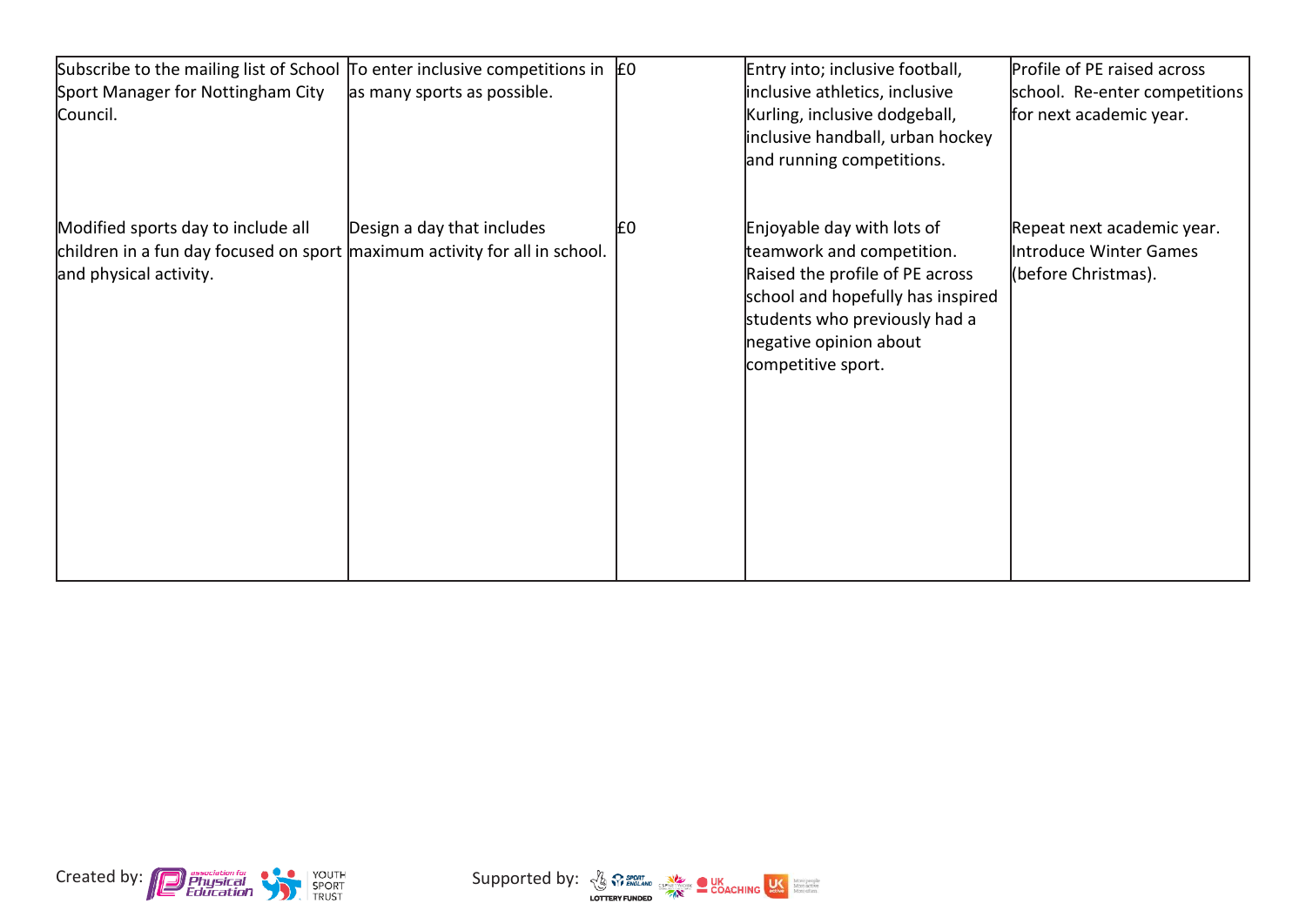| | | | | |
|---|---|---|---|---|
| Subscribe to the mailing list of School Sport Manager for Nottingham City Council. | To enter inclusive competitions in as many sports as possible. | £0 | Entry into; inclusive football, inclusive athletics, inclusive Kurling, inclusive dodgeball, inclusive handball, urban hockey and running competitions. | Profile of PE raised across school. Re-enter competitions for next academic year. |
| Modified sports day to include all children in a fun day focused on sport and physical activity. | Design a day that includes maximum activity for all in school. | £0 | Enjoyable day with lots of teamwork and competition. Raised the profile of PE across school and hopefully has inspired students who previously had a negative opinion about competitive sport. | Repeat next academic year. Introduce Winter Games (before Christmas). |